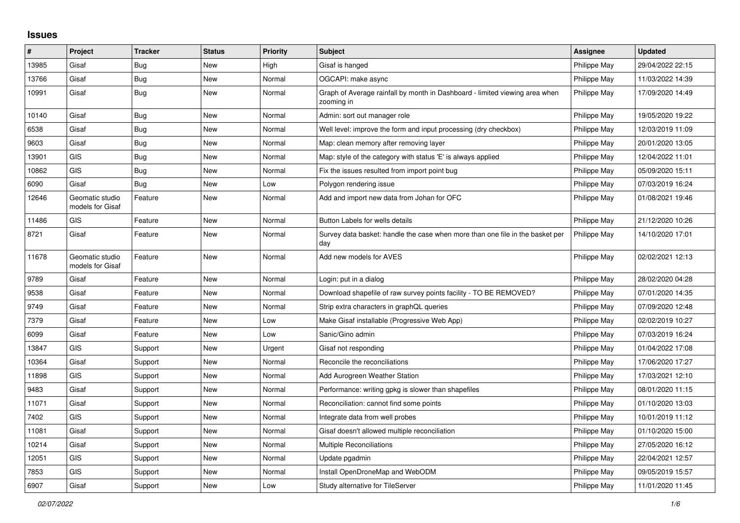## Issues

| # | Project | Tracker | Status | Priority | Subject | Assignee | Updated |
|---|---|---|---|---|---|---|---|
| 13985 | Gisaf | Bug | New | High | Gisaf is hanged | Philippe May | 29/04/2022 22:15 |
| 13766 | Gisaf | Bug | New | Normal | OGCAPI: make async | Philippe May | 11/03/2022 14:39 |
| 10991 | Gisaf | Bug | New | Normal | Graph of Average rainfall by month in Dashboard - limited viewing area when zooming in | Philippe May | 17/09/2020 14:49 |
| 10140 | Gisaf | Bug | New | Normal | Admin: sort out manager role | Philippe May | 19/05/2020 19:22 |
| 6538 | Gisaf | Bug | New | Normal | Well level: improve the form and input processing (dry checkbox) | Philippe May | 12/03/2019 11:09 |
| 9603 | Gisaf | Bug | New | Normal | Map: clean memory after removing layer | Philippe May | 20/01/2020 13:05 |
| 13901 | GIS | Bug | New | Normal | Map: style of the category with status 'E' is always applied | Philippe May | 12/04/2022 11:01 |
| 10862 | GIS | Bug | New | Normal | Fix the issues resulted from import point bug | Philippe May | 05/09/2020 15:11 |
| 6090 | Gisaf | Bug | New | Low | Polygon rendering issue | Philippe May | 07/03/2019 16:24 |
| 12646 | Geomatic studio models for Gisaf | Feature | New | Normal | Add and import new data from Johan for OFC | Philippe May | 01/08/2021 19:46 |
| 11486 | GIS | Feature | New | Normal | Button Labels for wells details | Philippe May | 21/12/2020 10:26 |
| 8721 | Gisaf | Feature | New | Normal | Survey data basket: handle the case when more than one file in the basket per day | Philippe May | 14/10/2020 17:01 |
| 11678 | Geomatic studio models for Gisaf | Feature | New | Normal | Add new models for AVES | Philippe May | 02/02/2021 12:13 |
| 9789 | Gisaf | Feature | New | Normal | Login: put in a dialog | Philippe May | 28/02/2020 04:28 |
| 9538 | Gisaf | Feature | New | Normal | Download shapefile of raw survey points facility - TO BE REMOVED? | Philippe May | 07/01/2020 14:35 |
| 9749 | Gisaf | Feature | New | Normal | Strip extra characters in graphQL queries | Philippe May | 07/09/2020 12:48 |
| 7379 | Gisaf | Feature | New | Low | Make Gisaf installable (Progressive Web App) | Philippe May | 02/02/2019 10:27 |
| 6099 | Gisaf | Feature | New | Low | Sanic/Gino admin | Philippe May | 07/03/2019 16:24 |
| 13847 | GIS | Support | New | Urgent | Gisaf not responding | Philippe May | 01/04/2022 17:08 |
| 10364 | Gisaf | Support | New | Normal | Reconcile the reconciliations | Philippe May | 17/06/2020 17:27 |
| 11898 | GIS | Support | New | Normal | Add Aurogreen Weather Station | Philippe May | 17/03/2021 12:10 |
| 9483 | Gisaf | Support | New | Normal | Performance: writing gpkg is slower than shapefiles | Philippe May | 08/01/2020 11:15 |
| 11071 | Gisaf | Support | New | Normal | Reconciliation: cannot find some points | Philippe May | 01/10/2020 13:03 |
| 7402 | GIS | Support | New | Normal | Integrate data from well probes | Philippe May | 10/01/2019 11:12 |
| 11081 | Gisaf | Support | New | Normal | Gisaf doesn't allowed multiple reconciliation | Philippe May | 01/10/2020 15:00 |
| 10214 | Gisaf | Support | New | Normal | Multiple Reconciliations | Philippe May | 27/05/2020 16:12 |
| 12051 | GIS | Support | New | Normal | Update pgadmin | Philippe May | 22/04/2021 12:57 |
| 7853 | GIS | Support | New | Normal | Install OpenDroneMap and WebODM | Philippe May | 09/05/2019 15:57 |
| 6907 | Gisaf | Support | New | Low | Study alternative for TileServer | Philippe May | 11/01/2020 11:45 |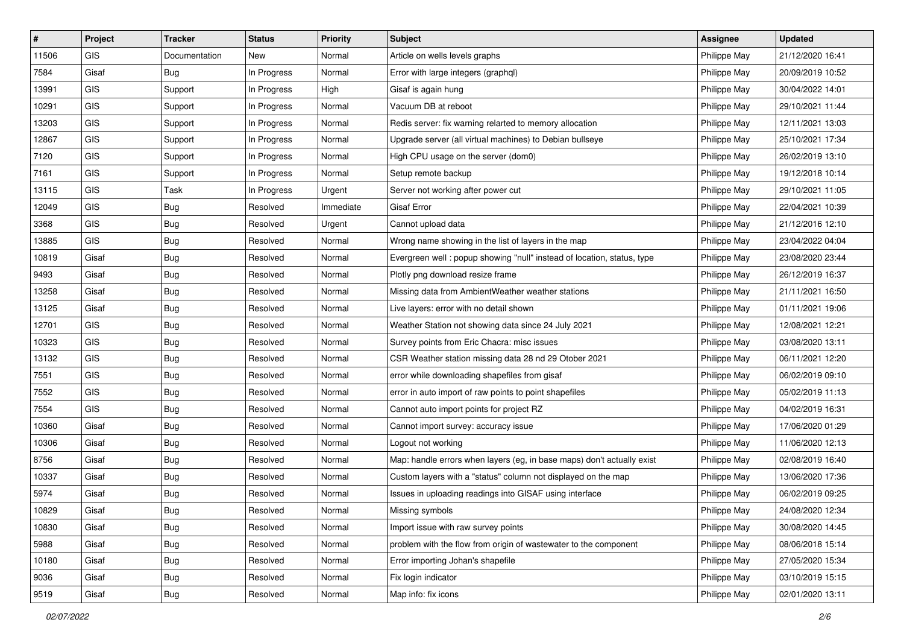| # | Project | Tracker | Status | Priority | Subject | Assignee | Updated |
|---|---|---|---|---|---|---|---|
| 11506 | GIS | Documentation | New | Normal | Article on wells levels graphs | Philippe May | 21/12/2020 16:41 |
| 7584 | Gisaf | Bug | In Progress | Normal | Error with large integers (graphql) | Philippe May | 20/09/2019 10:52 |
| 13991 | GIS | Support | In Progress | High | Gisaf is again hung | Philippe May | 30/04/2022 14:01 |
| 10291 | GIS | Support | In Progress | Normal | Vacuum DB at reboot | Philippe May | 29/10/2021 11:44 |
| 13203 | GIS | Support | In Progress | Normal | Redis server: fix warning relarted to memory allocation | Philippe May | 12/11/2021 13:03 |
| 12867 | GIS | Support | In Progress | Normal | Upgrade server (all virtual machines) to Debian bullseye | Philippe May | 25/10/2021 17:34 |
| 7120 | GIS | Support | In Progress | Normal | High CPU usage on the server (dom0) | Philippe May | 26/02/2019 13:10 |
| 7161 | GIS | Support | In Progress | Normal | Setup remote backup | Philippe May | 19/12/2018 10:14 |
| 13115 | GIS | Task | In Progress | Urgent | Server not working after power cut | Philippe May | 29/10/2021 11:05 |
| 12049 | GIS | Bug | Resolved | Immediate | Gisaf Error | Philippe May | 22/04/2021 10:39 |
| 3368 | GIS | Bug | Resolved | Urgent | Cannot upload data | Philippe May | 21/12/2016 12:10 |
| 13885 | GIS | Bug | Resolved | Normal | Wrong name showing in the list of layers in the map | Philippe May | 23/04/2022 04:04 |
| 10819 | Gisaf | Bug | Resolved | Normal | Evergreen well : popup showing "null" instead of location, status, type | Philippe May | 23/08/2020 23:44 |
| 9493 | Gisaf | Bug | Resolved | Normal | Plotly png download resize frame | Philippe May | 26/12/2019 16:37 |
| 13258 | Gisaf | Bug | Resolved | Normal | Missing data from AmbientWeather weather stations | Philippe May | 21/11/2021 16:50 |
| 13125 | Gisaf | Bug | Resolved | Normal | Live layers: error with no detail shown | Philippe May | 01/11/2021 19:06 |
| 12701 | GIS | Bug | Resolved | Normal | Weather Station not showing data since 24 July 2021 | Philippe May | 12/08/2021 12:21 |
| 10323 | GIS | Bug | Resolved | Normal | Survey points from Eric Chacra: misc issues | Philippe May | 03/08/2020 13:11 |
| 13132 | GIS | Bug | Resolved | Normal | CSR Weather station missing data 28 nd 29 Otober 2021 | Philippe May | 06/11/2021 12:20 |
| 7551 | GIS | Bug | Resolved | Normal | error while downloading shapefiles from gisaf | Philippe May | 06/02/2019 09:10 |
| 7552 | GIS | Bug | Resolved | Normal | error in auto import of raw points to point shapefiles | Philippe May | 05/02/2019 11:13 |
| 7554 | GIS | Bug | Resolved | Normal | Cannot auto import points for project RZ | Philippe May | 04/02/2019 16:31 |
| 10360 | Gisaf | Bug | Resolved | Normal | Cannot import survey: accuracy issue | Philippe May | 17/06/2020 01:29 |
| 10306 | Gisaf | Bug | Resolved | Normal | Logout not working | Philippe May | 11/06/2020 12:13 |
| 8756 | Gisaf | Bug | Resolved | Normal | Map: handle errors when layers (eg, in base maps) don't actually exist | Philippe May | 02/08/2019 16:40 |
| 10337 | Gisaf | Bug | Resolved | Normal | Custom layers with a "status" column not displayed on the map | Philippe May | 13/06/2020 17:36 |
| 5974 | Gisaf | Bug | Resolved | Normal | Issues in uploading readings into GISAF using interface | Philippe May | 06/02/2019 09:25 |
| 10829 | Gisaf | Bug | Resolved | Normal | Missing symbols | Philippe May | 24/08/2020 12:34 |
| 10830 | Gisaf | Bug | Resolved | Normal | Import issue with raw survey points | Philippe May | 30/08/2020 14:45 |
| 5988 | Gisaf | Bug | Resolved | Normal | problem with the flow from origin of wastewater to the component | Philippe May | 08/06/2018 15:14 |
| 10180 | Gisaf | Bug | Resolved | Normal | Error importing Johan's shapefile | Philippe May | 27/05/2020 15:34 |
| 9036 | Gisaf | Bug | Resolved | Normal | Fix login indicator | Philippe May | 03/10/2019 15:15 |
| 9519 | Gisaf | Bug | Resolved | Normal | Map info: fix icons | Philippe May | 02/01/2020 13:11 |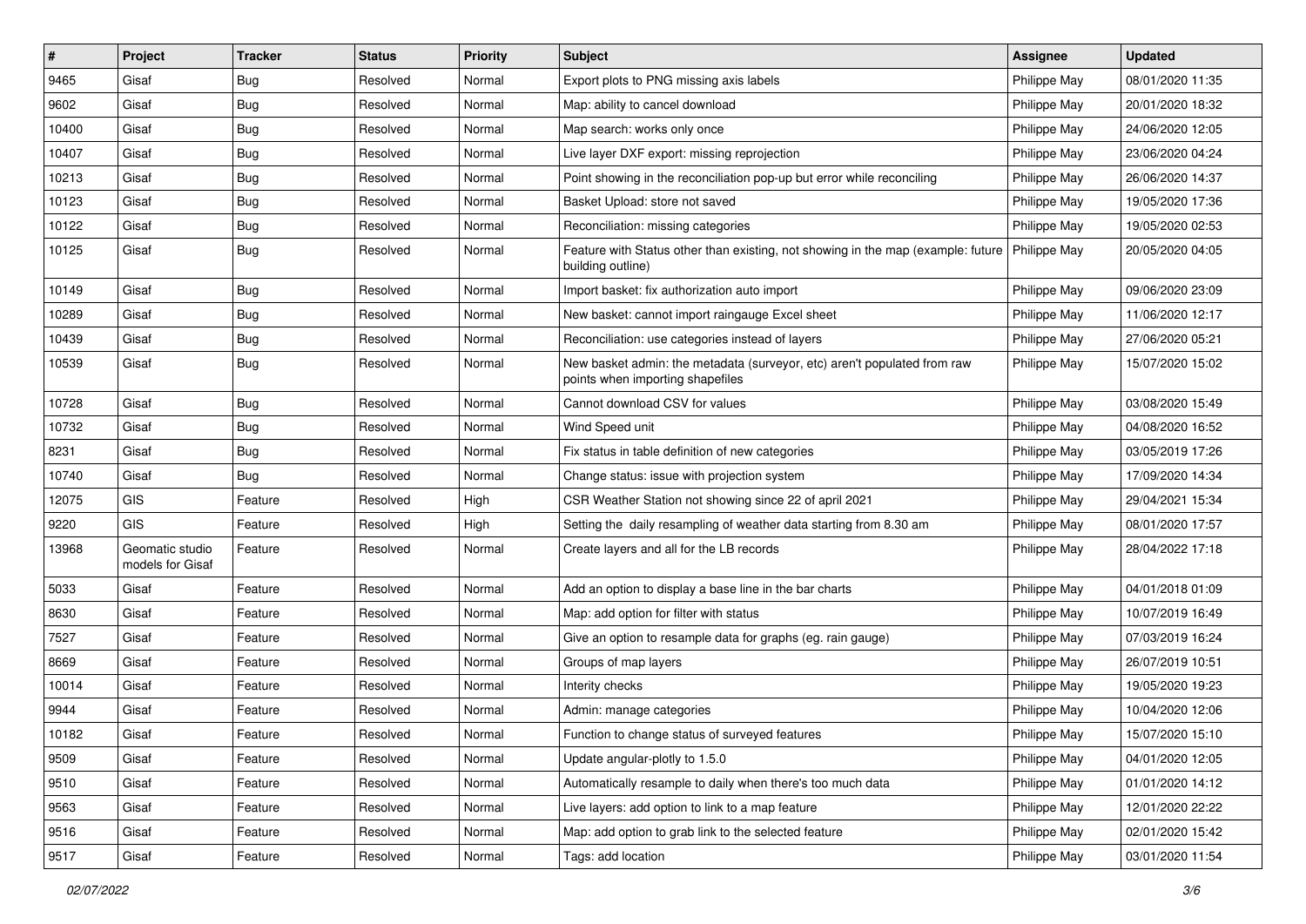| # | Project | Tracker | Status | Priority | Subject | Assignee | Updated |
|---|---|---|---|---|---|---|---|
| 9465 | Gisaf | Bug | Resolved | Normal | Export plots to PNG missing axis labels | Philippe May | 08/01/2020 11:35 |
| 9602 | Gisaf | Bug | Resolved | Normal | Map: ability to cancel download | Philippe May | 20/01/2020 18:32 |
| 10400 | Gisaf | Bug | Resolved | Normal | Map search: works only once | Philippe May | 24/06/2020 12:05 |
| 10407 | Gisaf | Bug | Resolved | Normal | Live layer DXF export: missing reprojection | Philippe May | 23/06/2020 04:24 |
| 10213 | Gisaf | Bug | Resolved | Normal | Point showing in the reconciliation pop-up but error while reconciling | Philippe May | 26/06/2020 14:37 |
| 10123 | Gisaf | Bug | Resolved | Normal | Basket Upload: store not saved | Philippe May | 19/05/2020 17:36 |
| 10122 | Gisaf | Bug | Resolved | Normal | Reconciliation: missing categories | Philippe May | 19/05/2020 02:53 |
| 10125 | Gisaf | Bug | Resolved | Normal | Feature with Status other than existing, not showing in the map (example: future building outline) | Philippe May | 20/05/2020 04:05 |
| 10149 | Gisaf | Bug | Resolved | Normal | Import basket: fix authorization auto import | Philippe May | 09/06/2020 23:09 |
| 10289 | Gisaf | Bug | Resolved | Normal | New basket: cannot import raingauge Excel sheet | Philippe May | 11/06/2020 12:17 |
| 10439 | Gisaf | Bug | Resolved | Normal | Reconciliation: use categories instead of layers | Philippe May | 27/06/2020 05:21 |
| 10539 | Gisaf | Bug | Resolved | Normal | New basket admin: the metadata (surveyor, etc) aren't populated from raw points when importing shapefiles | Philippe May | 15/07/2020 15:02 |
| 10728 | Gisaf | Bug | Resolved | Normal | Cannot download CSV for values | Philippe May | 03/08/2020 15:49 |
| 10732 | Gisaf | Bug | Resolved | Normal | Wind Speed unit | Philippe May | 04/08/2020 16:52 |
| 8231 | Gisaf | Bug | Resolved | Normal | Fix status in table definition of new categories | Philippe May | 03/05/2019 17:26 |
| 10740 | Gisaf | Bug | Resolved | Normal | Change status: issue with projection system | Philippe May | 17/09/2020 14:34 |
| 12075 | GIS | Feature | Resolved | High | CSR Weather Station not showing since 22 of april 2021 | Philippe May | 29/04/2021 15:34 |
| 9220 | GIS | Feature | Resolved | High | Setting the daily resampling of weather data starting from 8.30 am | Philippe May | 08/01/2020 17:57 |
| 13968 | Geomatic studio models for Gisaf | Feature | Resolved | Normal | Create layers and all for the LB records | Philippe May | 28/04/2022 17:18 |
| 5033 | Gisaf | Feature | Resolved | Normal | Add an option to display a base line in the bar charts | Philippe May | 04/01/2018 01:09 |
| 8630 | Gisaf | Feature | Resolved | Normal | Map: add option for filter with status | Philippe May | 10/07/2019 16:49 |
| 7527 | Gisaf | Feature | Resolved | Normal | Give an option to resample data for graphs (eg. rain gauge) | Philippe May | 07/03/2019 16:24 |
| 8669 | Gisaf | Feature | Resolved | Normal | Groups of map layers | Philippe May | 26/07/2019 10:51 |
| 10014 | Gisaf | Feature | Resolved | Normal | Interity checks | Philippe May | 19/05/2020 19:23 |
| 9944 | Gisaf | Feature | Resolved | Normal | Admin: manage categories | Philippe May | 10/04/2020 12:06 |
| 10182 | Gisaf | Feature | Resolved | Normal | Function to change status of surveyed features | Philippe May | 15/07/2020 15:10 |
| 9509 | Gisaf | Feature | Resolved | Normal | Update angular-plotly to 1.5.0 | Philippe May | 04/01/2020 12:05 |
| 9510 | Gisaf | Feature | Resolved | Normal | Automatically resample to daily when there's too much data | Philippe May | 01/01/2020 14:12 |
| 9563 | Gisaf | Feature | Resolved | Normal | Live layers: add option to link to a map feature | Philippe May | 12/01/2020 22:22 |
| 9516 | Gisaf | Feature | Resolved | Normal | Map: add option to grab link to the selected feature | Philippe May | 02/01/2020 15:42 |
| 9517 | Gisaf | Feature | Resolved | Normal | Tags: add location | Philippe May | 03/01/2020 11:54 |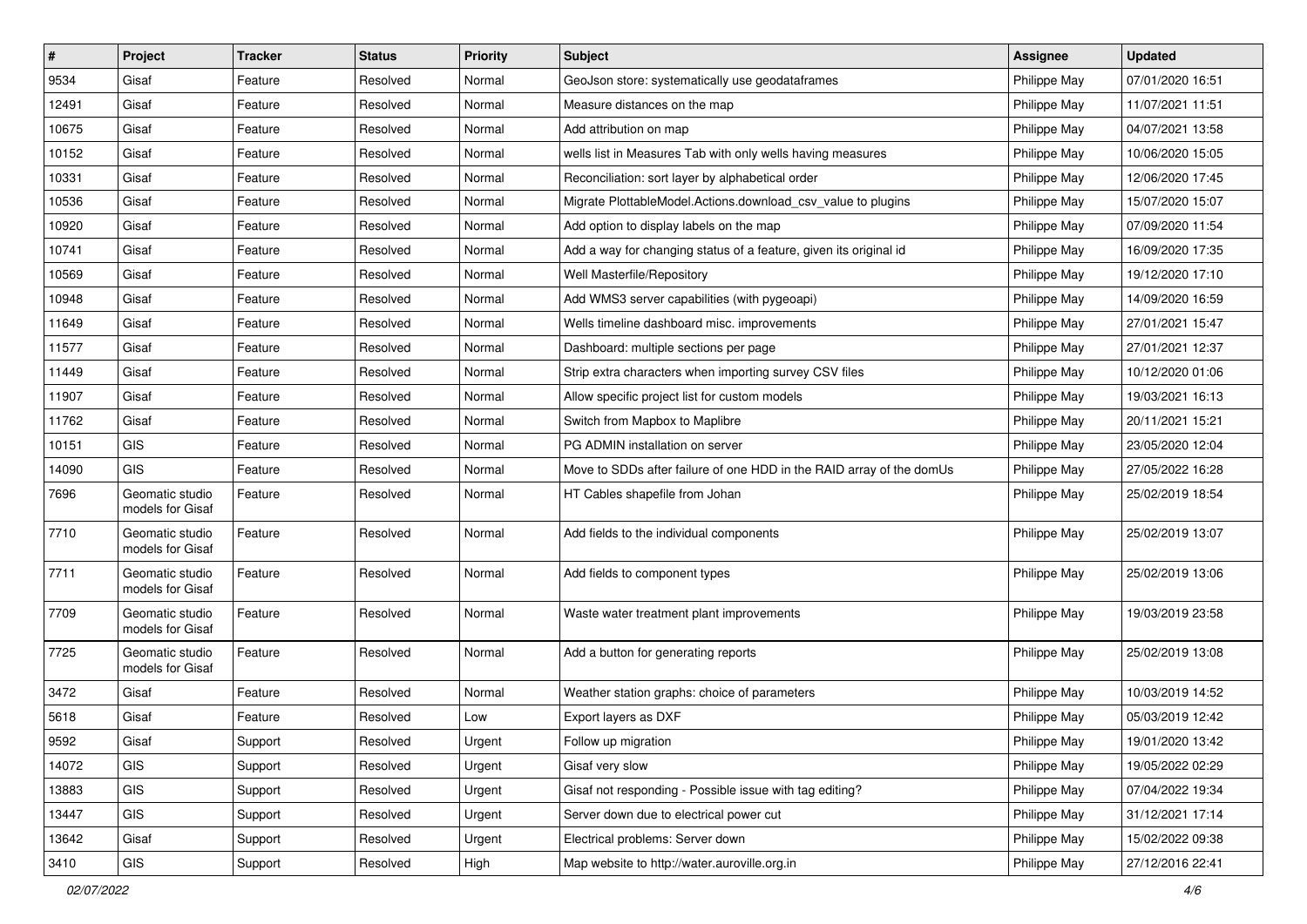| # | Project | Tracker | Status | Priority | Subject | Assignee | Updated |
|---|---|---|---|---|---|---|---|
| 9534 | Gisaf | Feature | Resolved | Normal | GeoJson store: systematically use geodataframes | Philippe May | 07/01/2020 16:51 |
| 12491 | Gisaf | Feature | Resolved | Normal | Measure distances on the map | Philippe May | 11/07/2021 11:51 |
| 10675 | Gisaf | Feature | Resolved | Normal | Add attribution on map | Philippe May | 04/07/2021 13:58 |
| 10152 | Gisaf | Feature | Resolved | Normal | wells list in Measures Tab with only wells having measures | Philippe May | 10/06/2020 15:05 |
| 10331 | Gisaf | Feature | Resolved | Normal | Reconciliation: sort layer by alphabetical order | Philippe May | 12/06/2020 17:45 |
| 10536 | Gisaf | Feature | Resolved | Normal | Migrate PlottableModel.Actions.download_csv_value to plugins | Philippe May | 15/07/2020 15:07 |
| 10920 | Gisaf | Feature | Resolved | Normal | Add option to display labels on the map | Philippe May | 07/09/2020 11:54 |
| 10741 | Gisaf | Feature | Resolved | Normal | Add a way for changing status of a feature, given its original id | Philippe May | 16/09/2020 17:35 |
| 10569 | Gisaf | Feature | Resolved | Normal | Well Masterfile/Repository | Philippe May | 19/12/2020 17:10 |
| 10948 | Gisaf | Feature | Resolved | Normal | Add WMS3 server capabilities (with pygeoapi) | Philippe May | 14/09/2020 16:59 |
| 11649 | Gisaf | Feature | Resolved | Normal | Wells timeline dashboard misc. improvements | Philippe May | 27/01/2021 15:47 |
| 11577 | Gisaf | Feature | Resolved | Normal | Dashboard: multiple sections per page | Philippe May | 27/01/2021 12:37 |
| 11449 | Gisaf | Feature | Resolved | Normal | Strip extra characters when importing survey CSV files | Philippe May | 10/12/2020 01:06 |
| 11907 | Gisaf | Feature | Resolved | Normal | Allow specific project list for custom models | Philippe May | 19/03/2021 16:13 |
| 11762 | Gisaf | Feature | Resolved | Normal | Switch from Mapbox to Maplibre | Philippe May | 20/11/2021 15:21 |
| 10151 | GIS | Feature | Resolved | Normal | PG ADMIN installation on server | Philippe May | 23/05/2020 12:04 |
| 14090 | GIS | Feature | Resolved | Normal | Move to SDDs after failure of one HDD in the RAID array of the domUs | Philippe May | 27/05/2022 16:28 |
| 7696 | Geomatic studio models for Gisaf | Feature | Resolved | Normal | HT Cables shapefile from Johan | Philippe May | 25/02/2019 18:54 |
| 7710 | Geomatic studio models for Gisaf | Feature | Resolved | Normal | Add fields to the individual components | Philippe May | 25/02/2019 13:07 |
| 7711 | Geomatic studio models for Gisaf | Feature | Resolved | Normal | Add fields to component types | Philippe May | 25/02/2019 13:06 |
| 7709 | Geomatic studio models for Gisaf | Feature | Resolved | Normal | Waste water treatment plant improvements | Philippe May | 19/03/2019 23:58 |
| 7725 | Geomatic studio models for Gisaf | Feature | Resolved | Normal | Add a button for generating reports | Philippe May | 25/02/2019 13:08 |
| 3472 | Gisaf | Feature | Resolved | Normal | Weather station graphs: choice of parameters | Philippe May | 10/03/2019 14:52 |
| 5618 | Gisaf | Feature | Resolved | Low | Export layers as DXF | Philippe May | 05/03/2019 12:42 |
| 9592 | Gisaf | Support | Resolved | Urgent | Follow up migration | Philippe May | 19/01/2020 13:42 |
| 14072 | GIS | Support | Resolved | Urgent | Gisaf very slow | Philippe May | 19/05/2022 02:29 |
| 13883 | GIS | Support | Resolved | Urgent | Gisaf not responding - Possible issue with tag editing? | Philippe May | 07/04/2022 19:34 |
| 13447 | GIS | Support | Resolved | Urgent | Server down due to electrical power cut | Philippe May | 31/12/2021 17:14 |
| 13642 | Gisaf | Support | Resolved | Urgent | Electrical problems: Server down | Philippe May | 15/02/2022 09:38 |
| 3410 | GIS | Support | Resolved | High | Map website to http://water.auroville.org.in | Philippe May | 27/12/2016 22:41 |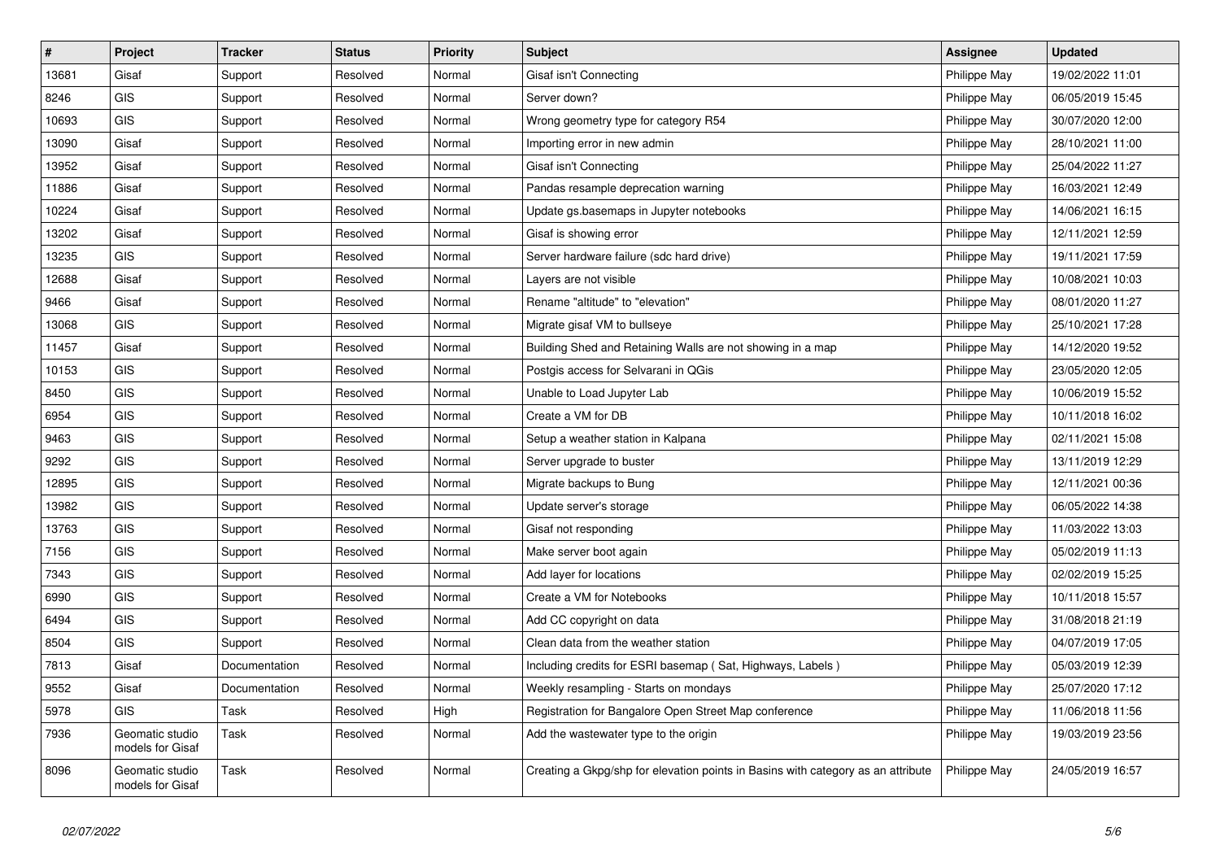| # | Project | Tracker | Status | Priority | Subject | Assignee | Updated |
|---|---|---|---|---|---|---|---|
| 13681 | Gisaf | Support | Resolved | Normal | Gisaf isn't Connecting | Philippe May | 19/02/2022 11:01 |
| 8246 | GIS | Support | Resolved | Normal | Server down? | Philippe May | 06/05/2019 15:45 |
| 10693 | GIS | Support | Resolved | Normal | Wrong geometry type for category R54 | Philippe May | 30/07/2020 12:00 |
| 13090 | Gisaf | Support | Resolved | Normal | Importing error in new admin | Philippe May | 28/10/2021 11:00 |
| 13952 | Gisaf | Support | Resolved | Normal | Gisaf isn't Connecting | Philippe May | 25/04/2022 11:27 |
| 11886 | Gisaf | Support | Resolved | Normal | Pandas resample deprecation warning | Philippe May | 16/03/2021 12:49 |
| 10224 | Gisaf | Support | Resolved | Normal | Update gs.basemaps in Jupyter notebooks | Philippe May | 14/06/2021 16:15 |
| 13202 | Gisaf | Support | Resolved | Normal | Gisaf is showing error | Philippe May | 12/11/2021 12:59 |
| 13235 | GIS | Support | Resolved | Normal | Server hardware failure (sdc hard drive) | Philippe May | 19/11/2021 17:59 |
| 12688 | Gisaf | Support | Resolved | Normal | Layers are not visible | Philippe May | 10/08/2021 10:03 |
| 9466 | Gisaf | Support | Resolved | Normal | Rename "altitude" to "elevation" | Philippe May | 08/01/2020 11:27 |
| 13068 | GIS | Support | Resolved | Normal | Migrate gisaf VM to bullseye | Philippe May | 25/10/2021 17:28 |
| 11457 | Gisaf | Support | Resolved | Normal | Building Shed and Retaining Walls are not showing in a map | Philippe May | 14/12/2020 19:52 |
| 10153 | GIS | Support | Resolved | Normal | Postgis access for Selvarani in QGis | Philippe May | 23/05/2020 12:05 |
| 8450 | GIS | Support | Resolved | Normal | Unable to Load Jupyter Lab | Philippe May | 10/06/2019 15:52 |
| 6954 | GIS | Support | Resolved | Normal | Create a VM for DB | Philippe May | 10/11/2018 16:02 |
| 9463 | GIS | Support | Resolved | Normal | Setup a weather station in Kalpana | Philippe May | 02/11/2021 15:08 |
| 9292 | GIS | Support | Resolved | Normal | Server upgrade to buster | Philippe May | 13/11/2019 12:29 |
| 12895 | GIS | Support | Resolved | Normal | Migrate backups to Bung | Philippe May | 12/11/2021 00:36 |
| 13982 | GIS | Support | Resolved | Normal | Update server's storage | Philippe May | 06/05/2022 14:38 |
| 13763 | GIS | Support | Resolved | Normal | Gisaf not responding | Philippe May | 11/03/2022 13:03 |
| 7156 | GIS | Support | Resolved | Normal | Make server boot again | Philippe May | 05/02/2019 11:13 |
| 7343 | GIS | Support | Resolved | Normal | Add layer for locations | Philippe May | 02/02/2019 15:25 |
| 6990 | GIS | Support | Resolved | Normal | Create a VM for Notebooks | Philippe May | 10/11/2018 15:57 |
| 6494 | GIS | Support | Resolved | Normal | Add CC copyright on data | Philippe May | 31/08/2018 21:19 |
| 8504 | GIS | Support | Resolved | Normal | Clean data from the weather station | Philippe May | 04/07/2019 17:05 |
| 7813 | Gisaf | Documentation | Resolved | Normal | Including credits for ESRI basemap ( Sat, Highways, Labels ) | Philippe May | 05/03/2019 12:39 |
| 9552 | Gisaf | Documentation | Resolved | Normal | Weekly resampling - Starts on mondays | Philippe May | 25/07/2020 17:12 |
| 5978 | GIS | Task | Resolved | High | Registration for Bangalore Open Street Map conference | Philippe May | 11/06/2018 11:56 |
| 7936 | Geomatic studio models for Gisaf | Task | Resolved | Normal | Add the wastewater type to the origin | Philippe May | 19/03/2019 23:56 |
| 8096 | Geomatic studio models for Gisaf | Task | Resolved | Normal | Creating a Gkpg/shp for elevation points in Basins with category as an attribute | Philippe May | 24/05/2019 16:57 |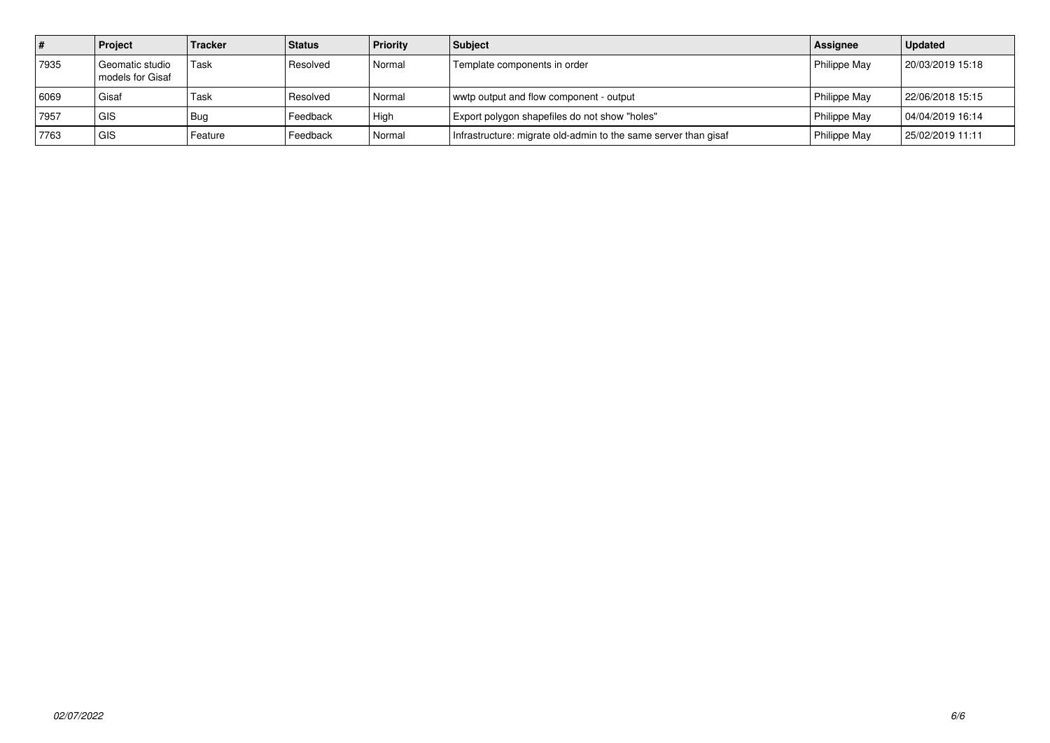| # | Project | Tracker | Status | Priority | Subject | Assignee | Updated |
|---|---|---|---|---|---|---|---|
| 7935 | Geomatic studio models for Gisaf | Task | Resolved | Normal | Template components in order | Philippe May | 20/03/2019 15:18 |
| 6069 | Gisaf | Task | Resolved | Normal | wwtp output and flow component - output | Philippe May | 22/06/2018 15:15 |
| 7957 | GIS | Bug | Feedback | High | Export polygon shapefiles do not show "holes" | Philippe May | 04/04/2019 16:14 |
| 7763 | GIS | Feature | Feedback | Normal | Infrastructure: migrate old-admin to the same server than gisaf | Philippe May | 25/02/2019 11:11 |